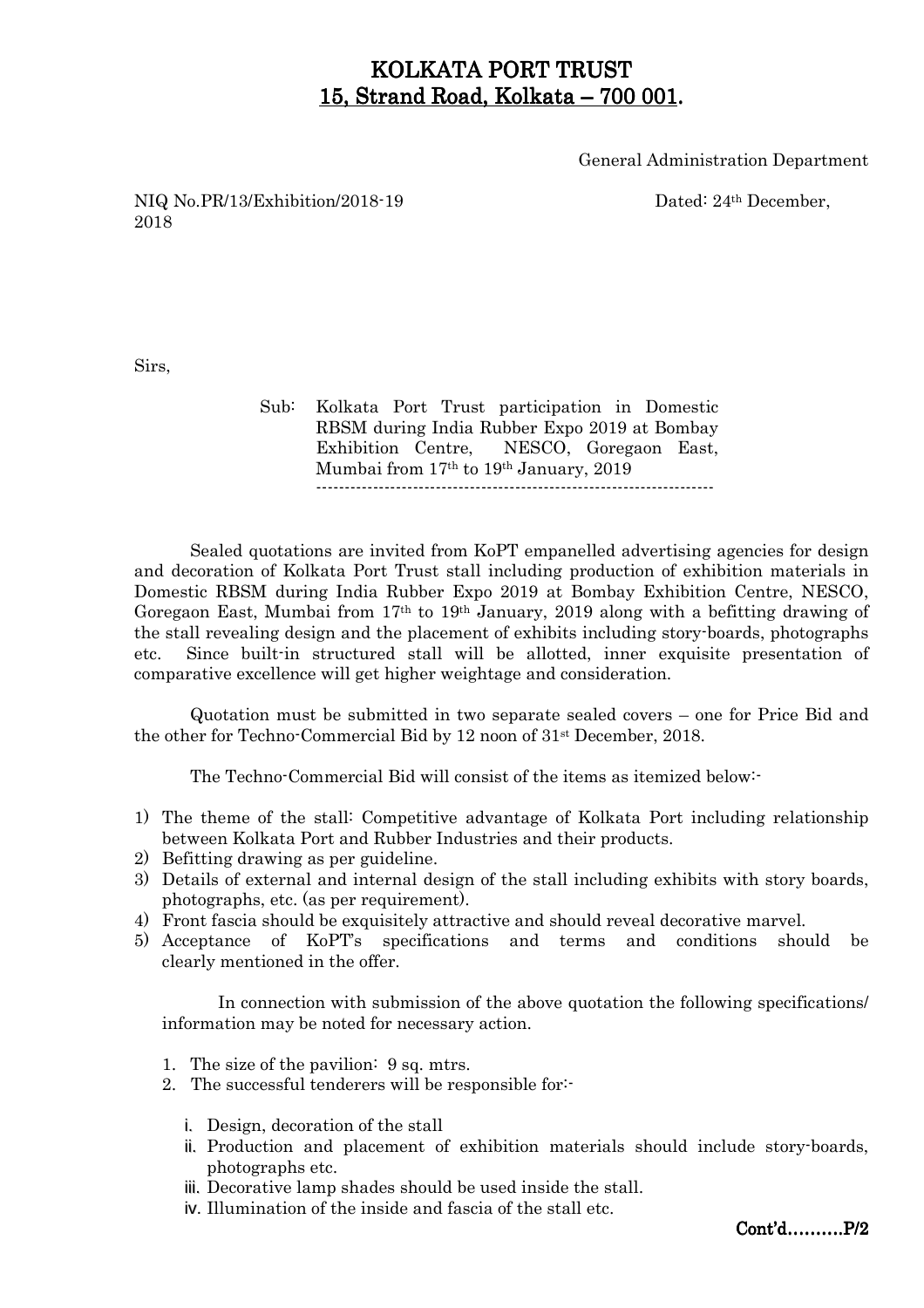# KOLKATA PORT TRUST
## 15, Strand Road, Kolkata – 700 001.

General Administration Department

NIQ No.PR/13/Exhibition/2018-19 Dated: 24th December, 2018

Sirs,

Sub: Kolkata Port Trust participation in Domestic RBSM during India Rubber Expo 2019 at Bombay Exhibition Centre, NESCO, Goregaon East, Mumbai from 17th to 19th January, 2019

---

Sealed quotations are invited from KoPT empanelled advertising agencies for design and decoration of Kolkata Port Trust stall including production of exhibition materials in Domestic RBSM during India Rubber Expo 2019 at Bombay Exhibition Centre, NESCO, Goregaon East, Mumbai from 17th to 19th January, 2019 along with a befitting drawing of the stall revealing design and the placement of exhibits including story-boards, photographs etc. Since built-in structured stall will be allotted, inner exquisite presentation of comparative excellence will get higher weightage and consideration.

Quotation must be submitted in two separate sealed covers – one for Price Bid and the other for Techno-Commercial Bid by 12 noon of 31st December, 2018.

The Techno-Commercial Bid will consist of the items as itemized below:-

1) The theme of the stall: Competitive advantage of Kolkata Port including relationship between Kolkata Port and Rubber Industries and their products.
2) Befitting drawing as per guideline.
3) Details of external and internal design of the stall including exhibits with story boards, photographs, etc. (as per requirement).
4) Front fascia should be exquisitely attractive and should reveal decorative marvel.
5) Acceptance of KoPT's specifications and terms and conditions should be clearly mentioned in the offer.

In connection with submission of the above quotation the following specifications/ information may be noted for necessary action.

1. The size of the pavilion: 9 sq. mtrs.
2. The successful tenderers will be responsible for:-
   i. Design, decoration of the stall
   ii. Production and placement of exhibition materials should include story-boards, photographs etc.
   iii. Decorative lamp shades should be used inside the stall.
   iv. Illumination of the inside and fascia of the stall etc.

**Cont'd……….P/2**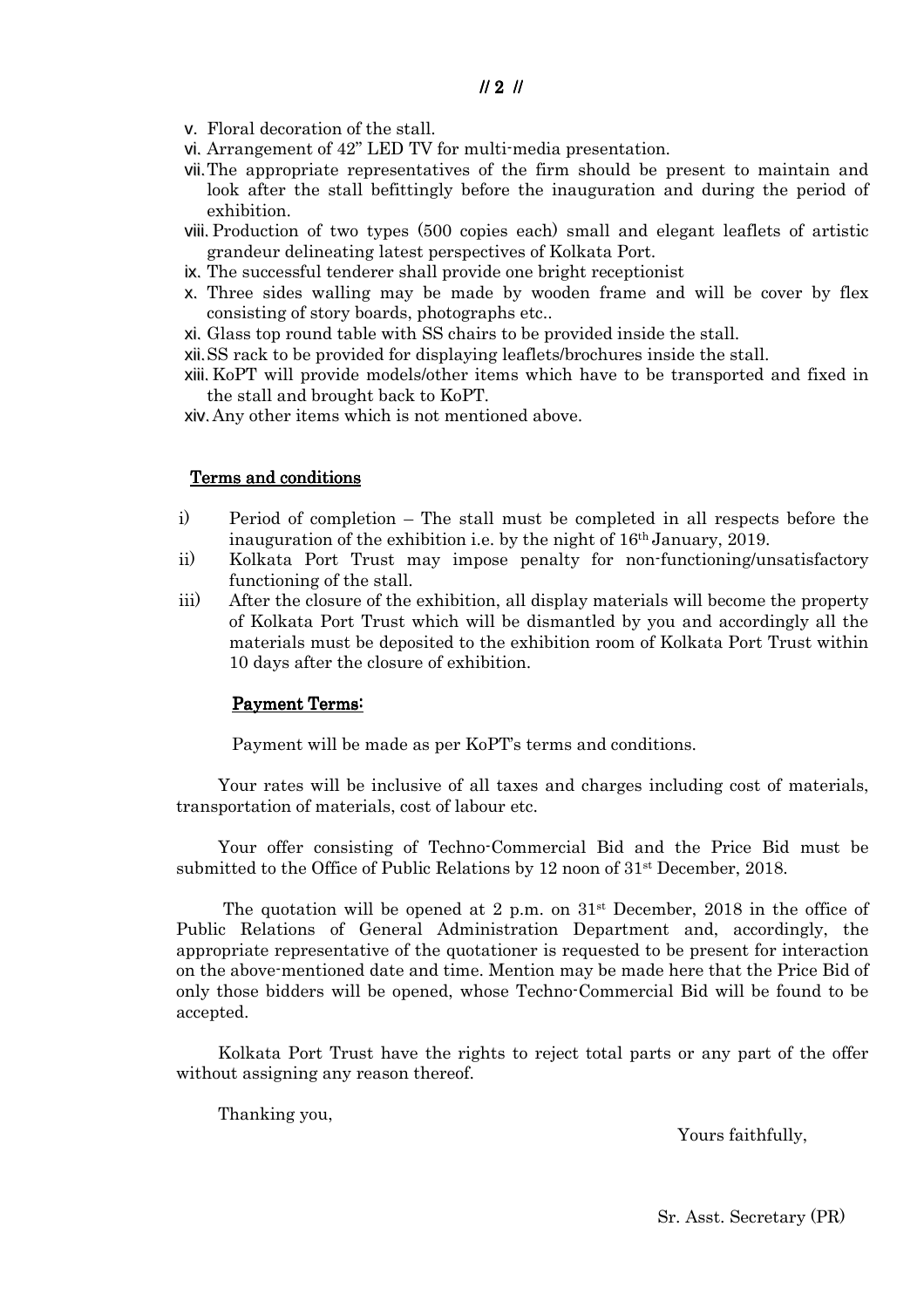v. Floral decoration of the stall.
vi. Arrangement of 42" LED TV for multi-media presentation.
vii. The appropriate representatives of the firm should be present to maintain and look after the stall befittingly before the inauguration and during the period of exhibition.
viii. Production of two types (500 copies each) small and elegant leaflets of artistic grandeur delineating latest perspectives of Kolkata Port.
ix. The successful tenderer shall provide one bright receptionist
x. Three sides walling may be made by wooden frame and will be cover by flex consisting of story boards, photographs etc..
xi. Glass top round table with SS chairs to be provided inside the stall.
xii. SS rack to be provided for displaying leaflets/brochures inside the stall.
xiii. KoPT will provide models/other items which have to be transported and fixed in the stall and brought back to KoPT.
xiv. Any other items which is not mentioned above.

**Terms and conditions**

i) Period of completion – The stall must be completed in all respects before the inauguration of the exhibition i.e. by the night of 16th January, 2019.

ii) Kolkata Port Trust may impose penalty for non-functioning/unsatisfactory functioning of the stall.

iii) After the closure of the exhibition, all display materials will become the property of Kolkata Port Trust which will be dismantled by you and accordingly all the materials must be deposited to the exhibition room of Kolkata Port Trust within 10 days after the closure of exhibition.

**Payment Terms:**

Payment will be made as per KoPT's terms and conditions.

Your rates will be inclusive of all taxes and charges including cost of materials, transportation of materials, cost of labour etc.

Your offer consisting of Techno-Commercial Bid and the Price Bid must be submitted to the Office of Public Relations by 12 noon of 31st December, 2018.

The quotation will be opened at 2 p.m. on 31st December, 2018 in the office of Public Relations of General Administration Department and, accordingly, the appropriate representative of the quotationer is requested to be present for interaction on the above-mentioned date and time. Mention may be made here that the Price Bid of only those bidders will be opened, whose Techno-Commercial Bid will be found to be accepted.

Kolkata Port Trust have the rights to reject total parts or any part of the offer without assigning any reason thereof.

Thanking you,

Yours faithfully,

Sr. Asst. Secretary (PR)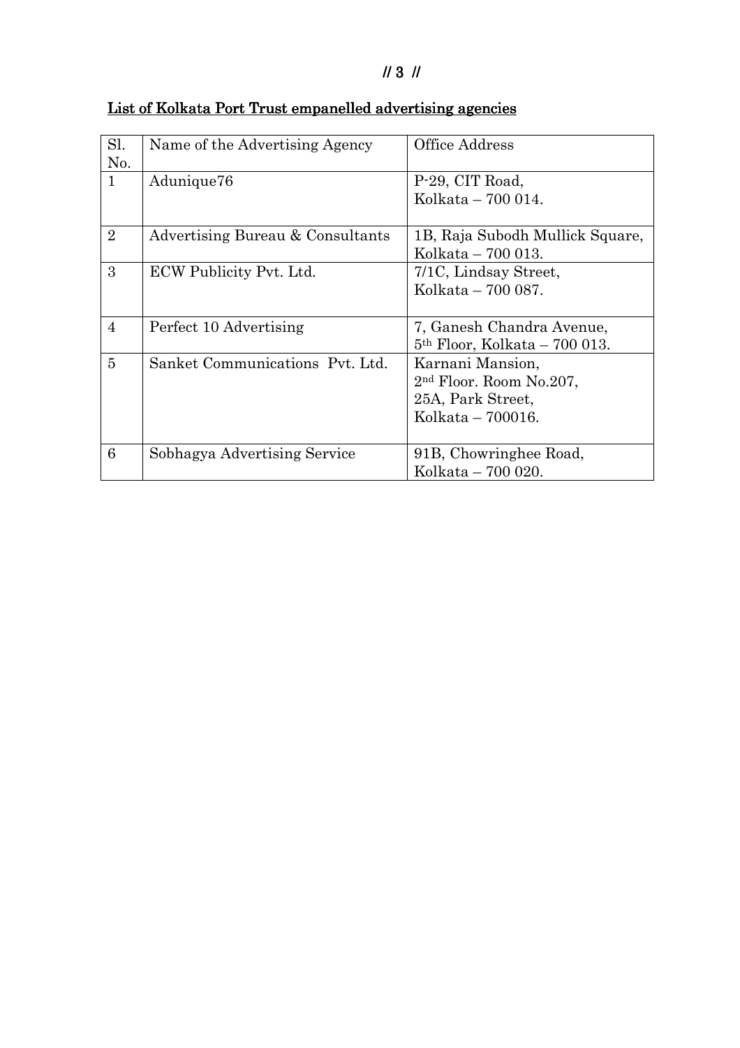## List of Kolkata Port Trust empanelled advertising agencies

| Sl. No. | Name of the Advertising Agency | Office Address |
|---|---|---|
| 1 | Adunique76 | P-29, CIT Road, Kolkata – 700 014. |
| 2 | Advertising Bureau & Consultants | 1B, Raja Subodh Mullick Square, Kolkata – 700 013. |
| 3 | ECW Publicity Pvt. Ltd. | 7/1C, Lindsay Street, Kolkata – 700 087. |
| 4 | Perfect 10 Advertising | 7, Ganesh Chandra Avenue, 5th Floor, Kolkata – 700 013. |
| 5 | Sanket Communications Pvt. Ltd. | Karnani Mansion, 2nd Floor. Room No.207, 25A, Park Street, Kolkata – 700016. |
| 6 | Sobhagya Advertising Service | 91B, Chowringhee Road, Kolkata – 700 020. |